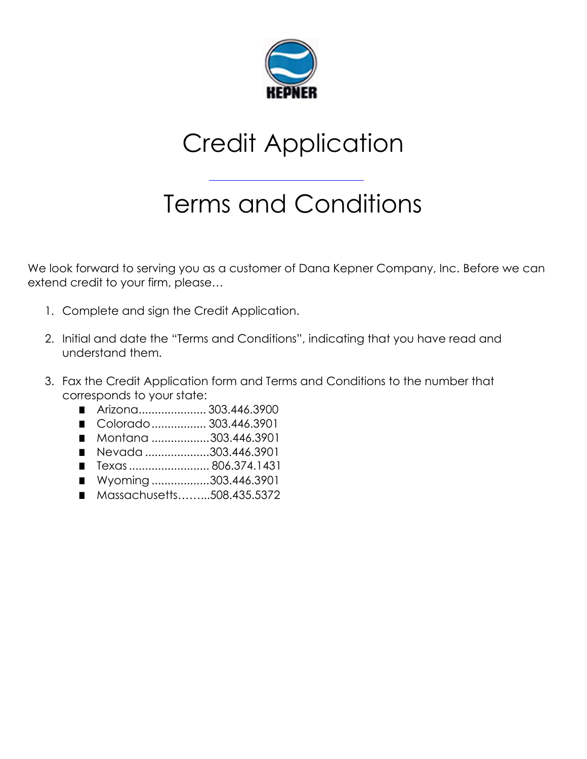KEPNER

# Credit Application

# Terms and Conditions

We look forward to serving you as a customer of Dana Kepner Company, Inc. Before we can extend credit to your firm, please…

1. Complete and sign the Credit Application.
2. Initial and date the "Terms and Conditions", indicating that you have read and understand them.
3. Fax the Credit Application form and Terms and Conditions to the number that corresponds to your state:
   - Arizona..................... 303.446.3900
   - Colorado................. 303.446.3901
   - Montana ..................303.446.3901
   - Nevada ....................303.446.3901
   - Texas ......................... 806.374.1431
   - Wyoming ..................303.446.3901
   - Massachusetts……...508.435.5372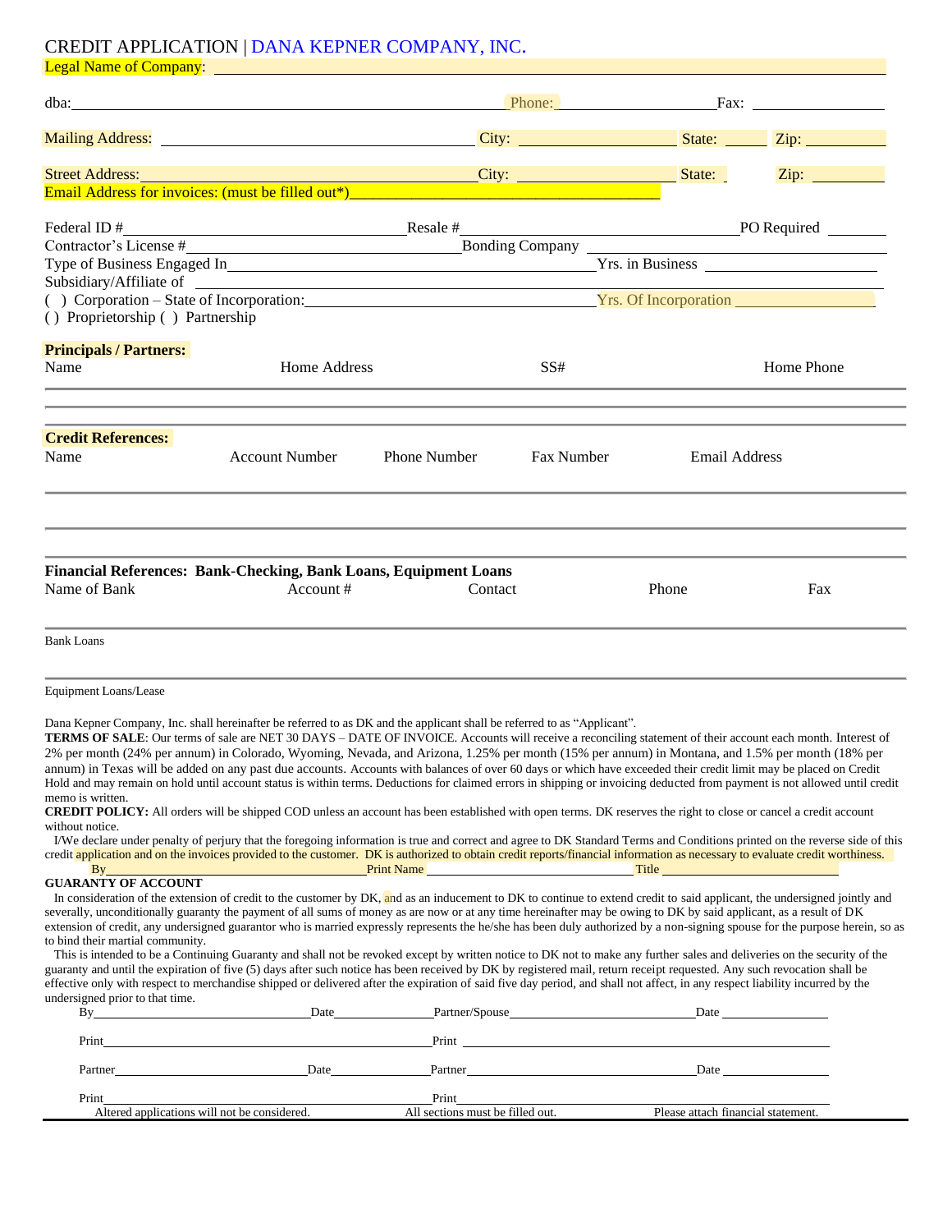# CREDIT APPLICATION | DANA KEPNER COMPANY, INC.

Legal Name of Company: ___________________________________________

dba: ___________________________ Phone: ______________ Fax: ______________

Mailing Address: ___________________________ City: ______________ State: ______ Zip: ________

Street Address: ___________________________ City: ______________ State: ______ Zip: ________

Email Address for invoices: (must be filled out*) ___________________________

Federal ID # ______________________ Resale # ______________________ PO Required ________

Contractor's License # ______________________ Bonding Company ______________________

Type of Business Engaged In ______________________ Yrs. in Business ______________________

Subsidiary/Affiliate of ___________________________________________

( ) Corporation – State of Incorporation: ______________________ Yrs. Of Incorporation ______________

( ) Proprietorship ( ) Partnership

**Principals / Partners:**

| Name | Home Address | SS# | Home Phone |
|---|---|---|---|
| | | | |
| | | | |

**Credit References:**

| Name | Account Number | Phone Number | Fax Number | Email Address |
|---|---|---|---|---|
| | | | | |
| | | | | |
| | | | | |

**Financial References: Bank-Checking, Bank Loans, Equipment Loans**

| Name of Bank | Account # | Contact | Phone | Fax |
|---|---|---|---|---|
| | | | | |
| Bank Loans | | | | |
| Equipment Loans/Lease | | | | |

Dana Kepner Company, Inc. shall hereinafter be referred to as DK and the applicant shall be referred to as "Applicant".

**TERMS OF SALE**: Our terms of sale are NET 30 DAYS – DATE OF INVOICE. Accounts will receive a reconciling statement of their account each month. Interest of 2% per month (24% per annum) in Colorado, Wyoming, Nevada, and Arizona, 1.25% per month (15% per annum) in Montana, and 1.5% per month (18% per annum) in Texas will be added on any past due accounts. Accounts with balances of over 60 days or which have exceeded their credit limit may be placed on Credit Hold and may remain on hold until account status is within terms. Deductions for claimed errors in shipping or invoicing deducted from payment is not allowed until credit memo is written.

**CREDIT POLICY:** All orders will be shipped COD unless an account has been established with open terms. DK reserves the right to close or cancel a credit account without notice.

I/We declare under penalty of perjury that the foregoing information is true and correct and agree to DK Standard Terms and Conditions printed on the reverse side of this credit application and on the invoices provided to the customer. DK is authorized to obtain credit reports/financial information as necessary to evaluate credit worthiness.

By ______________________ Print Name ______________________ Title ______________________

**GUARANTY OF ACCOUNT**

In consideration of the extension of credit to the customer by DK, and as an inducement to DK to continue to extend credit to said applicant, the undersigned jointly and severally, unconditionally guaranty the payment of all sums of money as are now or at any time hereinafter may be owing to DK by said applicant, as a result of DK extension of credit, any undersigned guarantor who is married expressly represents the he/she has been duly authorized by a non-signing spouse for the purpose herein, so as to bind their martial community.

This is intended to be a Continuing Guaranty and shall not be revoked except by written notice to DK not to make any further sales and deliveries on the security of the guaranty and until the expiration of five (5) days after such notice has been received by DK by registered mail, return receipt requested. Any such revocation shall be effective only with respect to merchandise shipped or delivered after the expiration of said five day period, and shall not affect, in any respect liability incurred by the undersigned prior to that time.

By ______________________ Date ____________ Partner/Spouse ______________________ Date ____________

Print ______________________ Print ______________________

Partner ______________________ Date ____________ Partner ______________________ Date ____________

Print ______________________ Print ______________________

Altered applications will not be considered. All sections must be filled out. Please attach financial statement.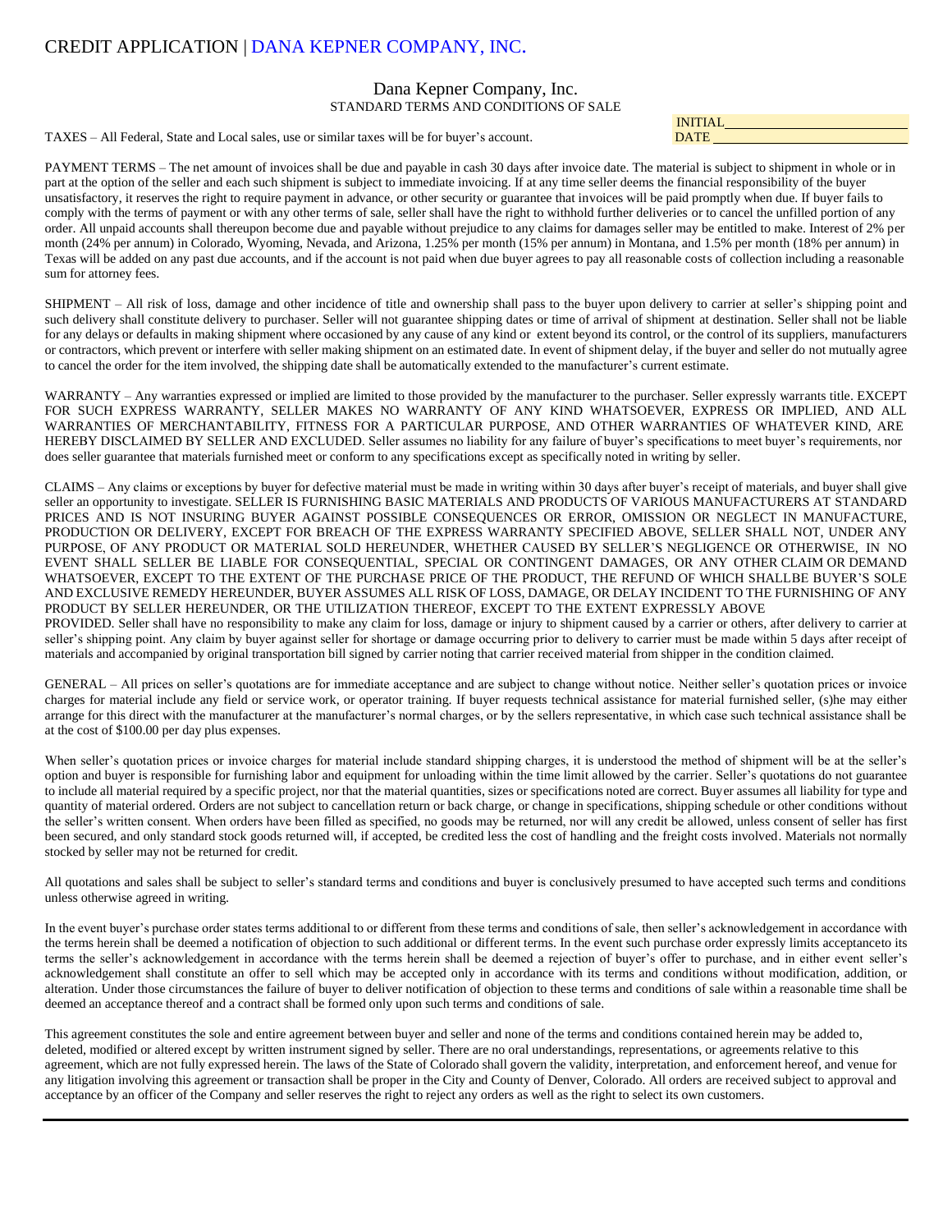# CREDIT APPLICATION | DANA KEPNER COMPANY, INC.

Dana Kepner Company, Inc.
STANDARD TERMS AND CONDITIONS OF SALE

INITIAL \_\_\_\_\_\_\_\_\_\_\_\_\_\_\_\_\_\_\_\_\_\_\_\_
DATE \_\_\_\_\_\_\_\_\_\_\_\_\_\_\_\_\_\_\_\_\_\_\_\_

TAXES – All Federal, State and Local sales, use or similar taxes will be for buyer's account.

PAYMENT TERMS – The net amount of invoices shall be due and payable in cash 30 days after invoice date. The material is subject to shipment in whole or in part at the option of the seller and each such shipment is subject to immediate invoicing. If at any time seller deems the financial responsibility of the buyer unsatisfactory, it reserves the right to require payment in advance, or other security or guarantee that invoices will be paid promptly when due. If buyer fails to comply with the terms of payment or with any other terms of sale, seller shall have the right to withhold further deliveries or to cancel the unfilled portion of any order. All unpaid accounts shall thereupon become due and payable without prejudice to any claims for damages seller may be entitled to make. Interest of 2% per month (24% per annum) in Colorado, Wyoming, Nevada, and Arizona, 1.25% per month (15% per annum) in Montana, and 1.5% per month (18% per annum) in Texas will be added on any past due accounts, and if the account is not paid when due buyer agrees to pay all reasonable costs of collection including a reasonable sum for attorney fees.

SHIPMENT – All risk of loss, damage and other incidence of title and ownership shall pass to the buyer upon delivery to carrier at seller's shipping point and such delivery shall constitute delivery to purchaser. Seller will not guarantee shipping dates or time of arrival of shipment at destination. Seller shall not be liable for any delays or defaults in making shipment where occasioned by any cause of any kind or extent beyond its control, or the control of its suppliers, manufacturers or contractors, which prevent or interfere with seller making shipment on an estimated date. In event of shipment delay, if the buyer and seller do not mutually agree to cancel the order for the item involved, the shipping date shall be automatically extended to the manufacturer's current estimate.

WARRANTY – Any warranties expressed or implied are limited to those provided by the manufacturer to the purchaser. Seller expressly warrants title. EXCEPT FOR SUCH EXPRESS WARRANTY, SELLER MAKES NO WARRANTY OF ANY KIND WHATSOEVER, EXPRESS OR IMPLIED, AND ALL WARRANTIES OF MERCHANTABILITY, FITNESS FOR A PARTICULAR PURPOSE, AND OTHER WARRANTIES OF WHATEVER KIND, ARE HEREBY DISCLAIMED BY SELLER AND EXCLUDED. Seller assumes no liability for any failure of buyer's specifications to meet buyer's requirements, nor does seller guarantee that materials furnished meet or conform to any specifications except as specifically noted in writing by seller.

CLAIMS – Any claims or exceptions by buyer for defective material must be made in writing within 30 days after buyer's receipt of materials, and buyer shall give seller an opportunity to investigate. SELLER IS FURNISHING BASIC MATERIALS AND PRODUCTS OF VARIOUS MANUFACTURERS AT STANDARD PRICES AND IS NOT INSURING BUYER AGAINST POSSIBLE CONSEQUENCES OR ERROR, OMISSION OR NEGLECT IN MANUFACTURE, PRODUCTION OR DELIVERY, EXCEPT FOR BREACH OF THE EXPRESS WARRANTY SPECIFIED ABOVE, SELLER SHALL NOT, UNDER ANY PURPOSE, OF ANY PRODUCT OR MATERIAL SOLD HEREUNDER, WHETHER CAUSED BY SELLER'S NEGLIGENCE OR OTHERWISE, IN NO EVENT SHALL SELLER BE LIABLE FOR CONSEQUENTIAL, SPECIAL OR CONTINGENT DAMAGES, OR ANY OTHER CLAIM OR DEMAND WHATSOEVER, EXCEPT TO THE EXTENT OF THE PURCHASE PRICE OF THE PRODUCT, THE REFUND OF WHICH SHALLBE BUYER'S SOLE AND EXCLUSIVE REMEDY HEREUNDER, BUYER ASSUMES ALL RISK OF LOSS, DAMAGE, OR DELAY INCIDENT TO THE FURNISHING OF ANY PRODUCT BY SELLER HEREUNDER, OR THE UTILIZATION THEREOF, EXCEPT TO THE EXTENT EXPRESSLY ABOVE PROVIDED. Seller shall have no responsibility to make any claim for loss, damage or injury to shipment caused by a carrier or others, after delivery to carrier at seller's shipping point. Any claim by buyer against seller for shortage or damage occurring prior to delivery to carrier must be made within 5 days after receipt of materials and accompanied by original transportation bill signed by carrier noting that carrier received material from shipper in the condition claimed.

GENERAL – All prices on seller's quotations are for immediate acceptance and are subject to change without notice. Neither seller's quotation prices or invoice charges for material include any field or service work, or operator training. If buyer requests technical assistance for material furnished seller, (s)he may either arrange for this direct with the manufacturer at the manufacturer's normal charges, or by the sellers representative, in which case such technical assistance shall be at the cost of $100.00 per day plus expenses.

When seller's quotation prices or invoice charges for material include standard shipping charges, it is understood the method of shipment will be at the seller's option and buyer is responsible for furnishing labor and equipment for unloading within the time limit allowed by the carrier. Seller's quotations do not guarantee to include all material required by a specific project, nor that the material quantities, sizes or specifications noted are correct. Buyer assumes all liability for type and quantity of material ordered. Orders are not subject to cancellation return or back charge, or change in specifications, shipping schedule or other conditions without the seller's written consent. When orders have been filled as specified, no goods may be returned, nor will any credit be allowed, unless consent of seller has first been secured, and only standard stock goods returned will, if accepted, be credited less the cost of handling and the freight costs involved. Materials not normally stocked by seller may not be returned for credit.

All quotations and sales shall be subject to seller's standard terms and conditions and buyer is conclusively presumed to have accepted such terms and conditions unless otherwise agreed in writing.

In the event buyer's purchase order states terms additional to or different from these terms and conditions of sale, then seller's acknowledgement in accordance with the terms herein shall be deemed a notification of objection to such additional or different terms. In the event such purchase order expressly limits acceptanceto its terms the seller's acknowledgement in accordance with the terms herein shall be deemed a rejection of buyer's offer to purchase, and in either event seller's acknowledgement shall constitute an offer to sell which may be accepted only in accordance with its terms and conditions without modification, addition, or alteration. Under those circumstances the failure of buyer to deliver notification of objection to these terms and conditions of sale within a reasonable time shall be deemed an acceptance thereof and a contract shall be formed only upon such terms and conditions of sale.

This agreement constitutes the sole and entire agreement between buyer and seller and none of the terms and conditions contained herein may be added to, deleted, modified or altered except by written instrument signed by seller. There are no oral understandings, representations, or agreements relative to this agreement, which are not fully expressed herein. The laws of the State of Colorado shall govern the validity, interpretation, and enforcement hereof, and venue for any litigation involving this agreement or transaction shall be proper in the City and County of Denver, Colorado. All orders are received subject to approval and acceptance by an officer of the Company and seller reserves the right to reject any orders as well as the right to select its own customers.